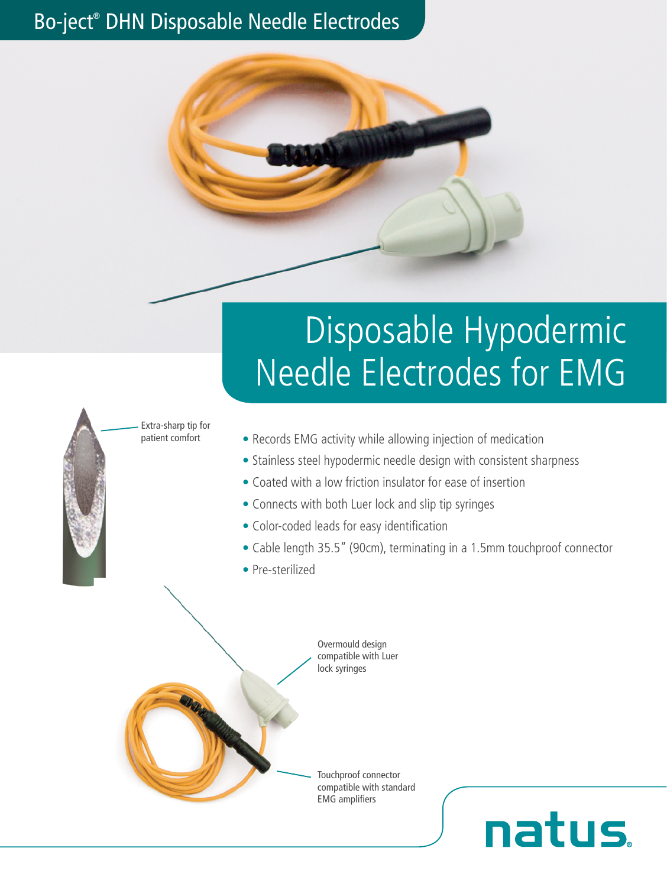# Bo-ject® DHN Disposable Needle Electrodes

## Disposable Hypodermic Needle Electrodes for EMG

Extra-sharp tip for patient comfort

- Records EMG activity while allowing injection of medication
- Stainless steel hypodermic needle design with consistent sharpness
- Coated with a low friction insulator for ease of insertion
- Connects with both Luer lock and slip tip syringes
- Color-coded leads for easy identification
- Cable length 35.5" (90cm), terminating in a 1.5mm touchproof connector
- Pre-sterilized

Overmould design compatible with Luer lock syringes

Touchproof connector compatible with standard EMG amplifiers

natus.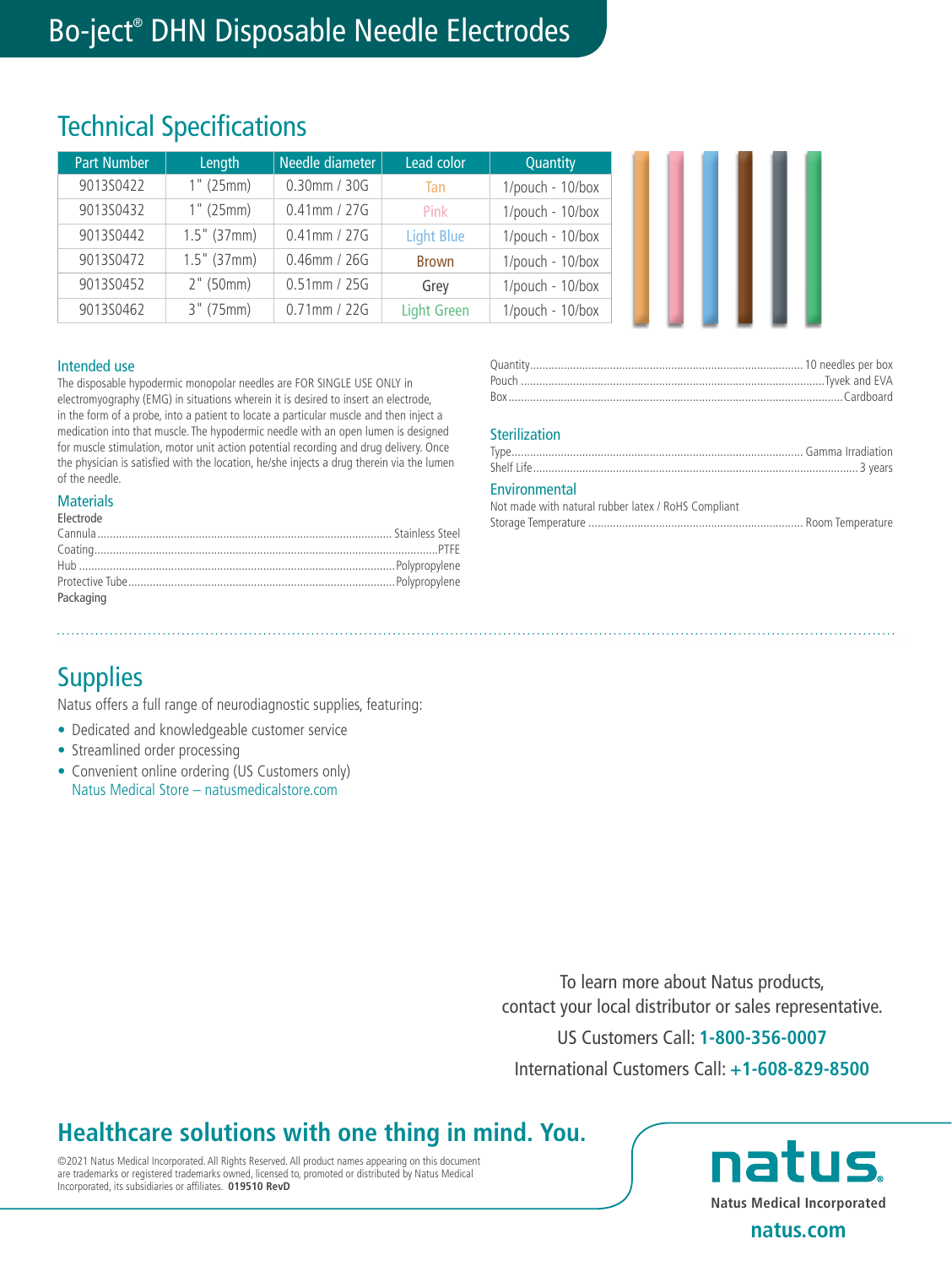# Bo-ject® DHN Disposable Needle Electrodes

## Technical Specifications

| Part Number | Length | Needle diameter | Lead color | Quantity |
|---|---|---|---|---|
| 9013S0422 | 1" (25mm) | 0.30mm / 30G | Tan | 1/pouch - 10/box |
| 9013S0432 | 1" (25mm) | 0.41mm / 27G | Pink | 1/pouch - 10/box |
| 9013S0442 | 1.5" (37mm) | 0.41mm / 27G | Light Blue | 1/pouch - 10/box |
| 9013S0472 | 1.5" (37mm) | 0.46mm / 26G | Brown | 1/pouch - 10/box |
| 9013S0452 | 2" (50mm) | 0.51mm / 25G | Grey | 1/pouch - 10/box |
| 9013S0462 | 3" (75mm) | 0.71mm / 22G | Light Green | 1/pouch - 10/box |

### Intended use

The disposable hypodermic monopolar needles are FOR SINGLE USE ONLY in electromyography (EMG) in situations wherein it is desired to insert an electrode, in the form of a probe, into a patient to locate a particular muscle and then inject a medication into that muscle. The hypodermic needle with an open lumen is designed for muscle stimulation, motor unit action potential recording and drug delivery. Once the physician is satisfied with the location, he/she injects a drug therein via the lumen of the needle.

### Materials

**Electrode**

Cannula.................................................Stainless Steel
Coating.................................................PTFE
Hub.................................................Polypropylene
Protective Tube.................................................Polypropylene

**Packaging**

Quantity.................................................10 needles per box
Pouch.................................................Tyvek and EVA
Box.................................................Cardboard

### Sterilization

Type.................................................Gamma Irradiation
Shelf Life.................................................3 years

### Environmental

Not made with natural rubber latex / RoHS Compliant
Storage Temperature.................................................Room Temperature

## Supplies

Natus offers a full range of neurodiagnostic supplies, featuring:

- Dedicated and knowledgeable customer service
- Streamlined order processing
- Convenient online ordering (US Customers only)
  Natus Medical Store – natusmedicalstore.com

To learn more about Natus products, contact your local distributor or sales representative.

US Customers Call: **1-800-356-0007**

International Customers Call: **+1-608-829-8500**

**Healthcare solutions with one thing in mind. You.**

©2021 Natus Medical Incorporated. All Rights Reserved. All product names appearing on this document are trademarks or registered trademarks owned, licensed to, promoted or distributed by Natus Medical Incorporated, its subsidiaries or affiliates. **019510 RevD**

natus.

**Natus Medical Incorporated**

**natus.com**